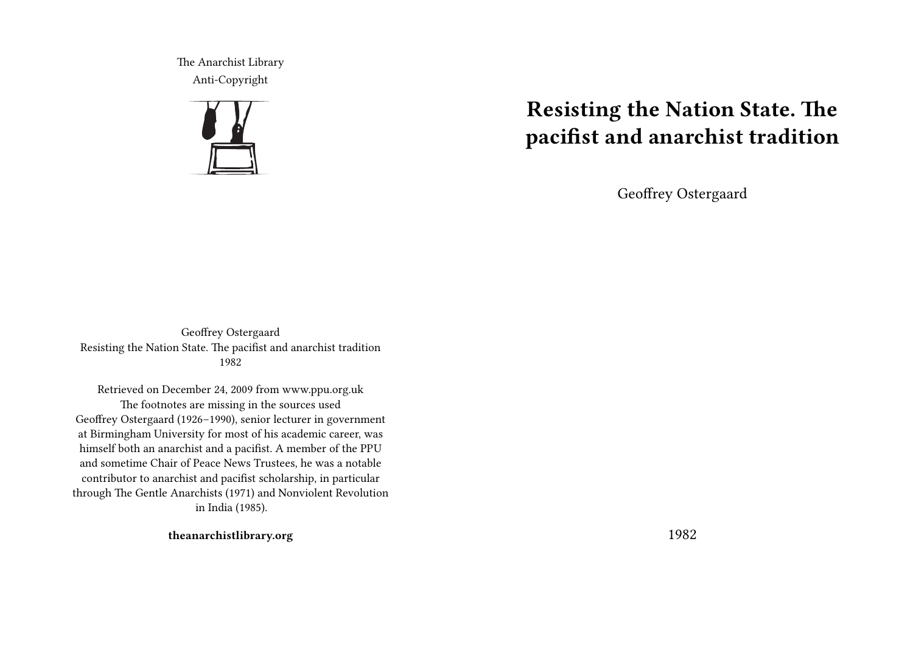The Anarchist Library
Anti-Copyright

# Resisting the Nation State. The pacifist and anarchist tradition

Geoffrey Ostergaard

1982

Geoffrey Ostergaard
Resisting the Nation State. The pacifist and anarchist tradition
1982

Retrieved on December 24, 2009 from www.ppu.org.uk
The footnotes are missing in the sources used
Geoffrey Ostergaard (1926–1990), senior lecturer in government at Birmingham University for most of his academic career, was himself both an anarchist and a pacifist. A member of the PPU and sometime Chair of Peace News Trustees, he was a notable contributor to anarchist and pacifist scholarship, in particular through The Gentle Anarchists (1971) and Nonviolent Revolution in India (1985).

**theanarchistlibrary.org**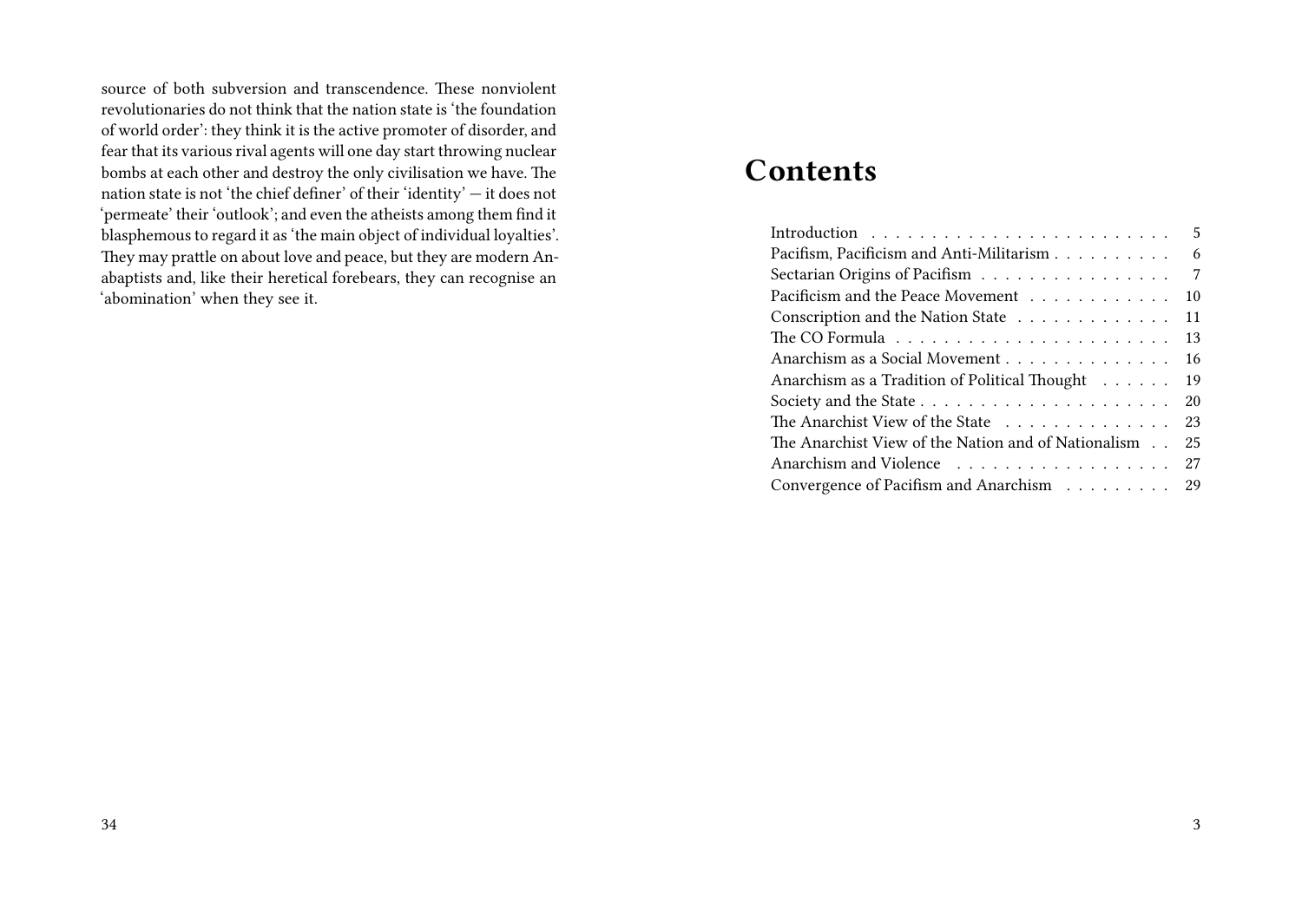source of both subversion and transcendence. These nonviolent revolutionaries do not think that the nation state is 'the foundation of world order': they think it is the active promoter of disorder, and fear that its various rival agents will one day start throwing nuclear bombs at each other and destroy the only civilisation we have. The nation state is not 'the chief definer' of their 'identity' — it does not 'permeate' their 'outlook'; and even the atheists among them find it blasphemous to regard it as 'the main object of individual loyalties'. They may prattle on about love and peace, but they are modern Anabaptists and, like their heretical forebears, they can recognise an 'abomination' when they see it.

# Contents

- Introduction . . . 5
- Pacifism, Pacificism and Anti-Militarism . . . 6
- Sectarian Origins of Pacifism . . . 7
- Pacificism and the Peace Movement . . . 10
- Conscription and the Nation State . . . 11
- The CO Formula . . . 13
- Anarchism as a Social Movement . . . 16
- Anarchism as a Tradition of Political Thought . . . 19
- Society and the State . . . 20
- The Anarchist View of the State . . . 23
- The Anarchist View of the Nation and of Nationalism . . . 25
- Anarchism and Violence . . . 27
- Convergence of Pacifism and Anarchism . . . 29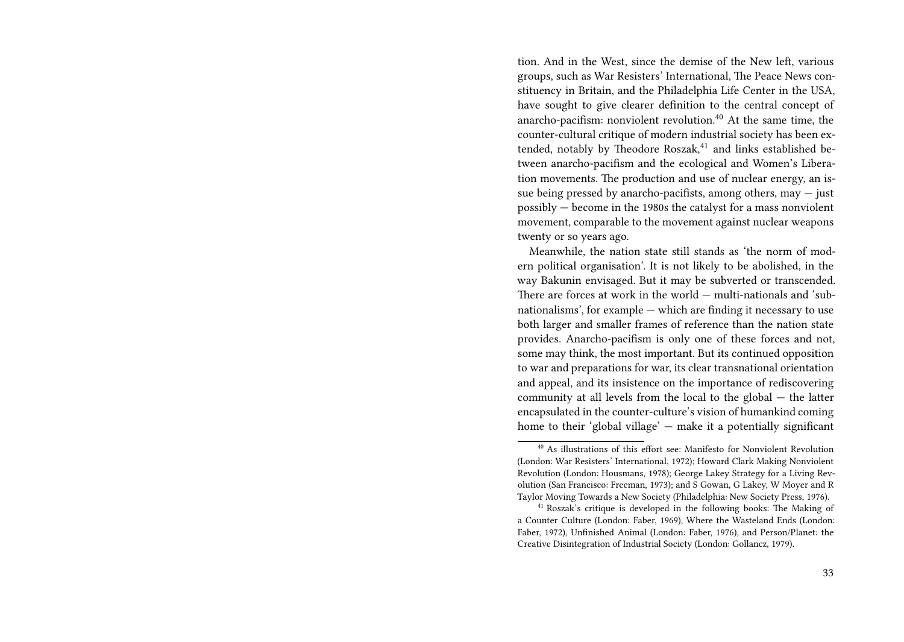tion. And in the West, since the demise of the New left, various groups, such as War Resisters' International, The Peace News constituency in Britain, and the Philadelphia Life Center in the USA, have sought to give clearer definition to the central concept of anarcho-pacifism: nonviolent revolution.[40] At the same time, the counter-cultural critique of modern industrial society has been extended, notably by Theodore Roszak,[41] and links established between anarcho-pacifism and the ecological and Women's Liberation movements. The production and use of nuclear energy, an issue being pressed by anarcho-pacifists, among others, may — just possibly — become in the 1980s the catalyst for a mass nonviolent movement, comparable to the movement against nuclear weapons twenty or so years ago.

Meanwhile, the nation state still stands as 'the norm of modern political organisation'. It is not likely to be abolished, in the way Bakunin envisaged. But it may be subverted or transcended. There are forces at work in the world — multi-nationals and 'sub-nationalisms', for example — which are finding it necessary to use both larger and smaller frames of reference than the nation state provides. Anarcho-pacifism is only one of these forces and not, some may think, the most important. But its continued opposition to war and preparations for war, its clear transnational orientation and appeal, and its insistence on the importance of rediscovering community at all levels from the local to the global — the latter encapsulated in the counter-culture's vision of humankind coming home to their 'global village' — make it a potentially significant

---

[40] As illustrations of this effort see: Manifesto for Nonviolent Revolution (London: War Resisters' International, 1972); Howard Clark Making Nonviolent Revolution (London: Housmans, 1978); George Lakey Strategy for a Living Revolution (San Francisco: Freeman, 1973); and S Gowan, G Lakey, W Moyer and R Taylor Moving Towards a New Society (Philadelphia: New Society Press, 1976).

[41] Roszak's critique is developed in the following books: The Making of a Counter Culture (London: Faber, 1969), Where the Wasteland Ends (London: Faber, 1972), Unfinished Animal (London: Faber, 1976), and Person/Planet: the Creative Disintegration of Industrial Society (London: Gollancz, 1979).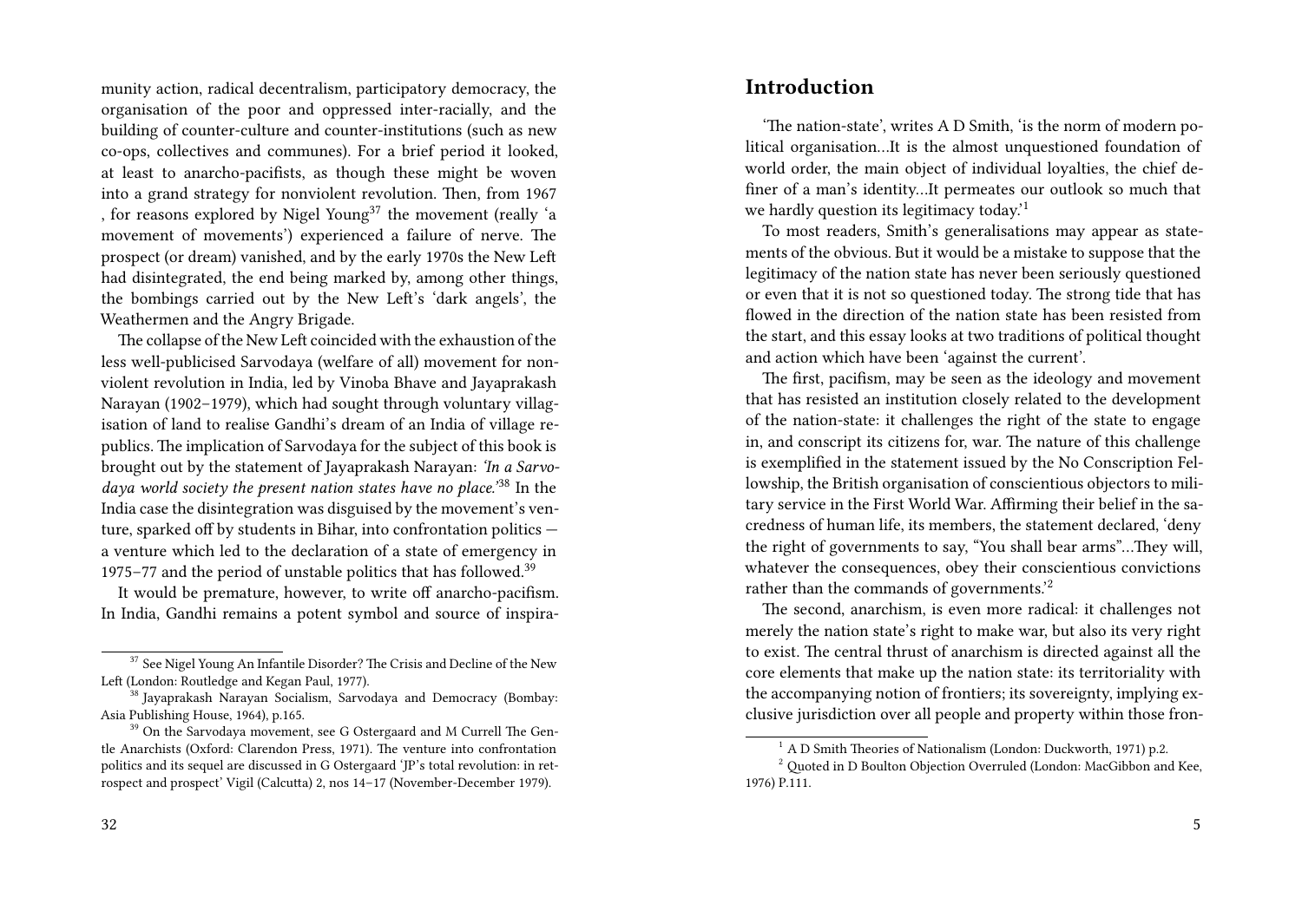munity action, radical decentralism, participatory democracy, the organisation of the poor and oppressed inter-racially, and the building of counter-culture and counter-institutions (such as new co-ops, collectives and communes). For a brief period it looked, at least to anarcho-pacifists, as though these might be woven into a grand strategy for nonviolent revolution. Then, from 1967 , for reasons explored by Nigel Young[37] the movement (really 'a movement of movements') experienced a failure of nerve. The prospect (or dream) vanished, and by the early 1970s the New Left had disintegrated, the end being marked by, among other things, the bombings carried out by the New Left's 'dark angels', the Weathermen and the Angry Brigade.

The collapse of the New Left coincided with the exhaustion of the less well-publicised Sarvodaya (welfare of all) movement for nonviolent revolution in India, led by Vinoba Bhave and Jayaprakash Narayan (1902–1979), which had sought through voluntary villagisation of land to realise Gandhi's dream of an India of village republics. The implication of Sarvodaya for the subject of this book is brought out by the statement of Jayaprakash Narayan: *'In a Sarvodaya world society the present nation states have no place.'*[38] In the India case the disintegration was disguised by the movement's venture, sparked off by students in Bihar, into confrontation politics — a venture which led to the declaration of a state of emergency in 1975–77 and the period of unstable politics that has followed.[39]

It would be premature, however, to write off anarcho-pacifism. In India, Gandhi remains a potent symbol and source of inspira-

[37] See Nigel Young An Infantile Disorder? The Crisis and Decline of the New Left (London: Routledge and Kegan Paul, 1977).

[38] Jayaprakash Narayan Socialism, Sarvodaya and Democracy (Bombay: Asia Publishing House, 1964), p.165.

[39] On the Sarvodaya movement, see G Ostergaard and M Currell The Gentle Anarchists (Oxford: Clarendon Press, 1971). The venture into confrontation politics and its sequel are discussed in G Ostergaard 'JP's total revolution: in retrospect and prospect' Vigil (Calcutta) 2, nos 14–17 (November-December 1979).

## Introduction

'The nation-state', writes A D Smith, 'is the norm of modern political organisation…It is the almost unquestioned foundation of world order, the main object of individual loyalties, the chief definer of a man's identity…It permeates our outlook so much that we hardly question its legitimacy today.'[1]

To most readers, Smith's generalisations may appear as statements of the obvious. But it would be a mistake to suppose that the legitimacy of the nation state has never been seriously questioned or even that it is not so questioned today. The strong tide that has flowed in the direction of the nation state has been resisted from the start, and this essay looks at two traditions of political thought and action which have been 'against the current'.

The first, pacifism, may be seen as the ideology and movement that has resisted an institution closely related to the development of the nation-state: it challenges the right of the state to engage in, and conscript its citizens for, war. The nature of this challenge is exemplified in the statement issued by the No Conscription Fellowship, the British organisation of conscientious objectors to military service in the First World War. Affirming their belief in the sacredness of human life, its members, the statement declared, 'deny the right of governments to say, "You shall bear arms"…They will, whatever the consequences, obey their conscientious convictions rather than the commands of governments.'[2]

The second, anarchism, is even more radical: it challenges not merely the nation state's right to make war, but also its very right to exist. The central thrust of anarchism is directed against all the core elements that make up the nation state: its territoriality with the accompanying notion of frontiers; its sovereignty, implying exclusive jurisdiction over all people and property within those fron-

[1] A D Smith Theories of Nationalism (London: Duckworth, 1971) p.2.

[2] Quoted in D Boulton Objection Overruled (London: MacGibbon and Kee, 1976) P.111.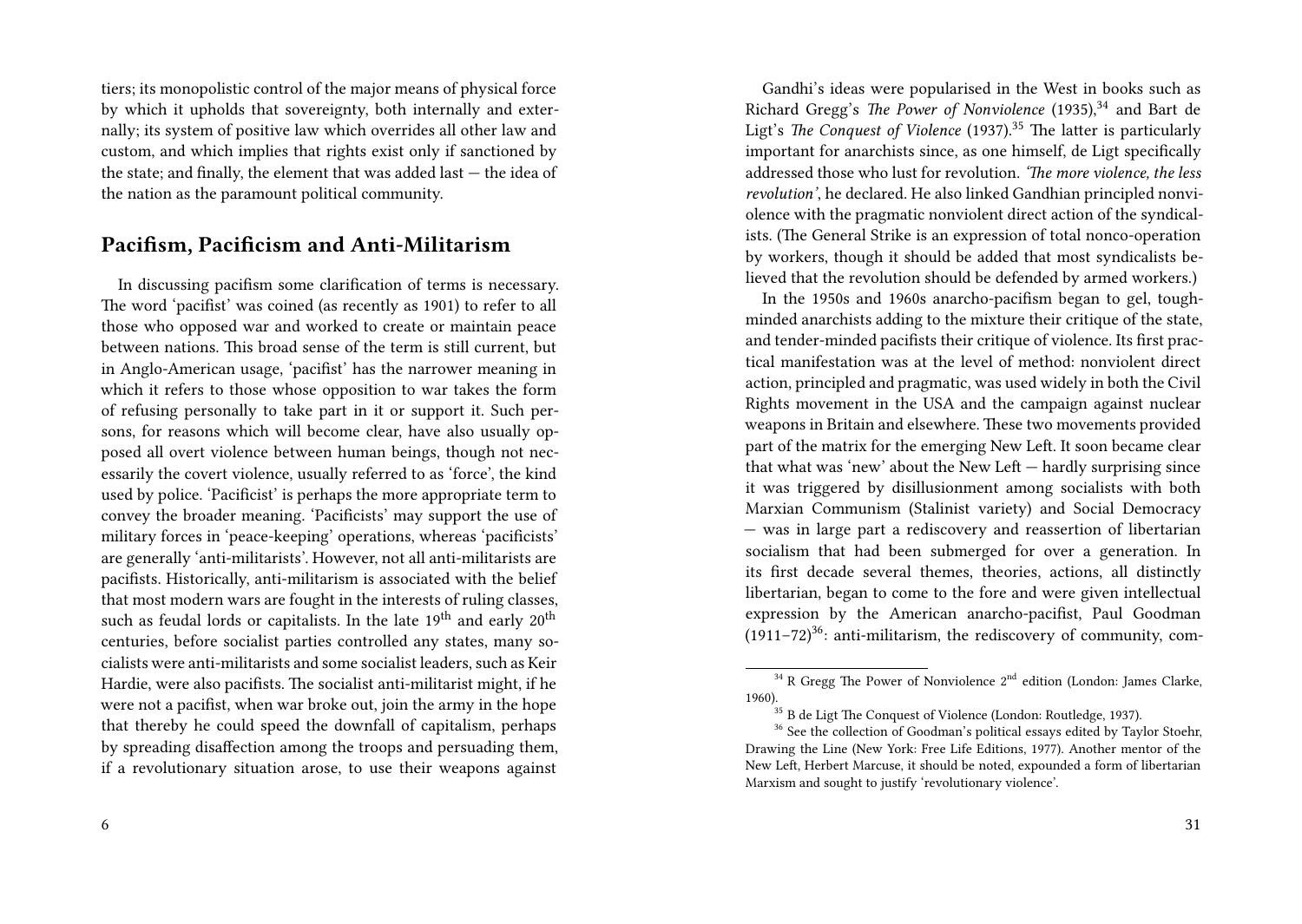tiers; its monopolistic control of the major means of physical force by which it upholds that sovereignty, both internally and externally; its system of positive law which overrides all other law and custom, and which implies that rights exist only if sanctioned by the state; and finally, the element that was added last — the idea of the nation as the paramount political community.

## Pacifism, Pacificism and Anti-Militarism

In discussing pacifism some clarification of terms is necessary. The word 'pacifist' was coined (as recently as 1901) to refer to all those who opposed war and worked to create or maintain peace between nations. This broad sense of the term is still current, but in Anglo-American usage, 'pacifist' has the narrower meaning in which it refers to those whose opposition to war takes the form of refusing personally to take part in it or support it. Such persons, for reasons which will become clear, have also usually opposed all overt violence between human beings, though not necessarily the covert violence, usually referred to as 'force', the kind used by police. 'Pacificist' is perhaps the more appropriate term to convey the broader meaning. 'Pacificists' may support the use of military forces in 'peace-keeping' operations, whereas 'pacificists' are generally 'anti-militarists'. However, not all anti-militarists are pacifists. Historically, anti-militarism is associated with the belief that most modern wars are fought in the interests of ruling classes, such as feudal lords or capitalists. In the late 19th and early 20th centuries, before socialist parties controlled any states, many socialists were anti-militarists and some socialist leaders, such as Keir Hardie, were also pacifists. The socialist anti-militarist might, if he were not a pacifist, when war broke out, join the army in the hope that thereby he could speed the downfall of capitalism, perhaps by spreading disaffection among the troops and persuading them, if a revolutionary situation arose, to use their weapons against

Gandhi's ideas were popularised in the West in books such as Richard Gregg's *The Power of Nonviolence* (1935),[34] and Bart de Ligt's *The Conquest of Violence* (1937).[35] The latter is particularly important for anarchists since, as one himself, de Ligt specifically addressed those who lust for revolution. *'The more violence, the less revolution'*, he declared. He also linked Gandhian principled nonviolence with the pragmatic nonviolent direct action of the syndicalists. (The General Strike is an expression of total nonco-operation by workers, though it should be added that most syndicalists believed that the revolution should be defended by armed workers.)

In the 1950s and 1960s anarcho-pacifism began to gel, tough-minded anarchists adding to the mixture their critique of the state, and tender-minded pacifists their critique of violence. Its first practical manifestation was at the level of method: nonviolent direct action, principled and pragmatic, was used widely in both the Civil Rights movement in the USA and the campaign against nuclear weapons in Britain and elsewhere. These two movements provided part of the matrix for the emerging New Left. It soon became clear that what was 'new' about the New Left — hardly surprising since it was triggered by disillusionment among socialists with both Marxian Communism (Stalinist variety) and Social Democracy — was in large part a rediscovery and reassertion of libertarian socialism that had been submerged for over a generation. In its first decade several themes, theories, actions, all distinctly libertarian, began to come to the fore and were given intellectual expression by the American anarcho-pacifist, Paul Goodman (1911–72)[36]: anti-militarism, the rediscovery of community, com-

[34] R Gregg The Power of Nonviolence 2nd edition (London: James Clarke, 1960).

[35] B de Ligt The Conquest of Violence (London: Routledge, 1937).

[36] See the collection of Goodman's political essays edited by Taylor Stoehr, Drawing the Line (New York: Free Life Editions, 1977). Another mentor of the New Left, Herbert Marcuse, it should be noted, expounded a form of libertarian Marxism and sought to justify 'revolutionary violence'.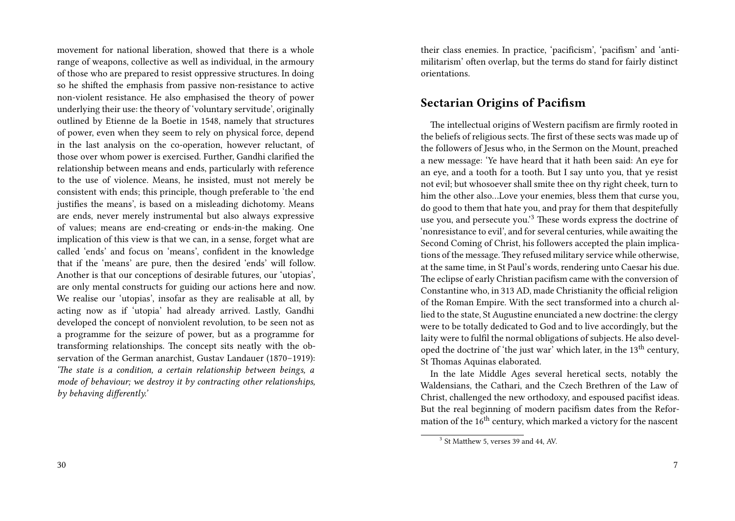movement for national liberation, showed that there is a whole range of weapons, collective as well as individual, in the armoury of those who are prepared to resist oppressive structures. In doing so he shifted the emphasis from passive non-resistance to active non-violent resistance. He also emphasised the theory of power underlying their use: the theory of 'voluntary servitude', originally outlined by Etienne de la Boetie in 1548, namely that structures of power, even when they seem to rely on physical force, depend in the last analysis on the co-operation, however reluctant, of those over whom power is exercised. Further, Gandhi clarified the relationship between means and ends, particularly with reference to the use of violence. Means, he insisted, must not merely be consistent with ends; this principle, though preferable to 'the end justifies the means', is based on a misleading dichotomy. Means are ends, never merely instrumental but also always expressive of values; means are end-creating or ends-in-the making. One implication of this view is that we can, in a sense, forget what are called 'ends' and focus on 'means', confident in the knowledge that if the 'means' are pure, then the desired 'ends' will follow. Another is that our conceptions of desirable futures, our 'utopias', are only mental constructs for guiding our actions here and now. We realise our 'utopias', insofar as they are realisable at all, by acting now as if 'utopia' had already arrived. Lastly, Gandhi developed the concept of nonviolent revolution, to be seen not as a programme for the seizure of power, but as a programme for transforming relationships. The concept sits neatly with the observation of the German anarchist, Gustav Landauer (1870–1919): *'The state is a condition, a certain relationship between beings, a mode of behaviour; we destroy it by contracting other relationships, by behaving differently.'*

their class enemies. In practice, 'pacificism', 'pacifism' and 'anti-militarism' often overlap, but the terms do stand for fairly distinct orientations.

## Sectarian Origins of Pacifism

The intellectual origins of Western pacifism are firmly rooted in the beliefs of religious sects. The first of these sects was made up of the followers of Jesus who, in the Sermon on the Mount, preached a new message: 'Ye have heard that it hath been said: An eye for an eye, and a tooth for a tooth. But I say unto you, that ye resist not evil; but whosoever shall smite thee on thy right cheek, turn to him the other also…Love your enemies, bless them that curse you, do good to them that hate you, and pray for them that despitefully use you, and persecute you.'[3] These words express the doctrine of 'nonresistance to evil', and for several centuries, while awaiting the Second Coming of Christ, his followers accepted the plain implications of the message. They refused military service while otherwise, at the same time, in St Paul's words, rendering unto Caesar his due. The eclipse of early Christian pacifism came with the conversion of Constantine who, in 313 AD, made Christianity the official religion of the Roman Empire. With the sect transformed into a church allied to the state, St Augustine enunciated a new doctrine: the clergy were to be totally dedicated to God and to live accordingly, but the laity were to fulfil the normal obligations of subjects. He also developed the doctrine of 'the just war' which later, in the 13th century, St Thomas Aquinas elaborated.

In the late Middle Ages several heretical sects, notably the Waldensians, the Cathari, and the Czech Brethren of the Law of Christ, challenged the new orthodoxy, and espoused pacifist ideas. But the real beginning of modern pacifism dates from the Reformation of the 16th century, which marked a victory for the nascent

[3] St Matthew 5, verses 39 and 44, AV.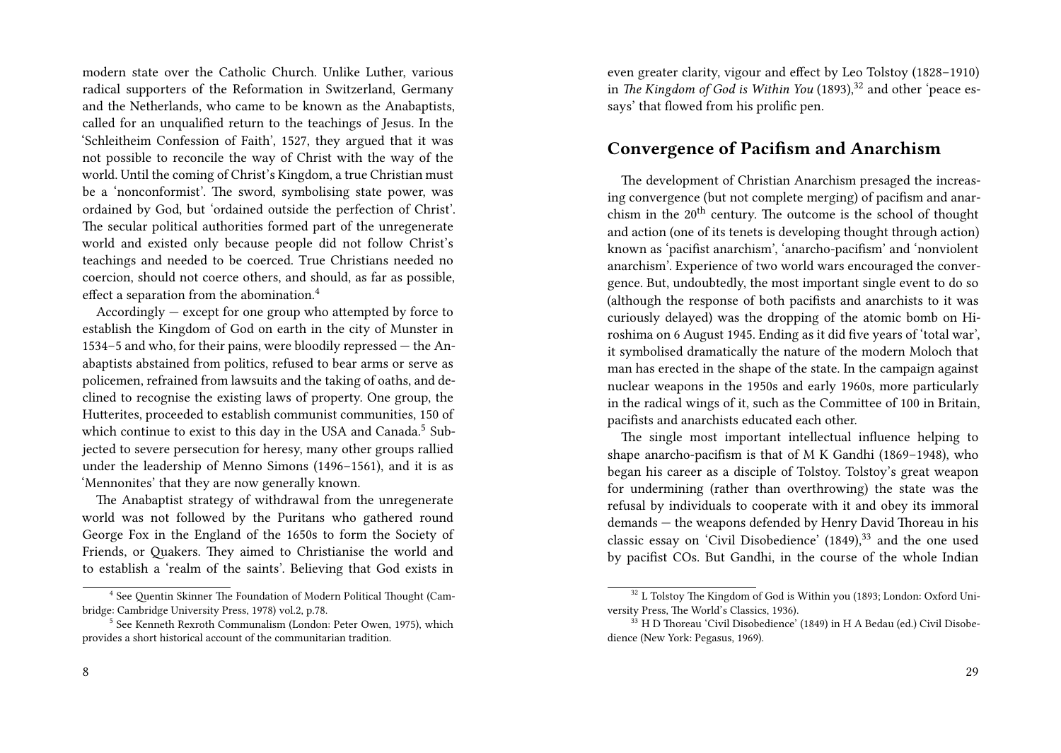modern state over the Catholic Church. Unlike Luther, various radical supporters of the Reformation in Switzerland, Germany and the Netherlands, who came to be known as the Anabaptists, called for an unqualified return to the teachings of Jesus. In the 'Schleitheim Confession of Faith', 1527, they argued that it was not possible to reconcile the way of Christ with the way of the world. Until the coming of Christ's Kingdom, a true Christian must be a 'nonconformist'. The sword, symbolising state power, was ordained by God, but 'ordained outside the perfection of Christ'. The secular political authorities formed part of the unregenerate world and existed only because people did not follow Christ's teachings and needed to be coerced. True Christians needed no coercion, should not coerce others, and should, as far as possible, effect a separation from the abomination.[4]

Accordingly — except for one group who attempted by force to establish the Kingdom of God on earth in the city of Munster in 1534–5 and who, for their pains, were bloodily repressed — the Anabaptists abstained from politics, refused to bear arms or serve as policemen, refrained from lawsuits and the taking of oaths, and declined to recognise the existing laws of property. One group, the Hutterites, proceeded to establish communist communities, 150 of which continue to exist to this day in the USA and Canada.[5] Subjected to severe persecution for heresy, many other groups rallied under the leadership of Menno Simons (1496–1561), and it is as 'Mennonites' that they are now generally known.

The Anabaptist strategy of withdrawal from the unregenerate world was not followed by the Puritans who gathered round George Fox in the England of the 1650s to form the Society of Friends, or Quakers. They aimed to Christianise the world and to establish a 'realm of the saints'. Believing that God exists in

[4] See Quentin Skinner The Foundation of Modern Political Thought (Cambridge: Cambridge University Press, 1978) vol.2, p.78.

[5] See Kenneth Rexroth Communalism (London: Peter Owen, 1975), which provides a short historical account of the communitarian tradition.

even greater clarity, vigour and effect by Leo Tolstoy (1828–1910) in *The Kingdom of God is Within You* (1893),[32] and other 'peace essays' that flowed from his prolific pen.

## Convergence of Pacifism and Anarchism

The development of Christian Anarchism presaged the increasing convergence (but not complete merging) of pacifism and anarchism in the 20th century. The outcome is the school of thought and action (one of its tenets is developing thought through action) known as 'pacifist anarchism', 'anarcho-pacifism' and 'nonviolent anarchism'. Experience of two world wars encouraged the convergence. But, undoubtedly, the most important single event to do so (although the response of both pacifists and anarchists to it was curiously delayed) was the dropping of the atomic bomb on Hiroshima on 6 August 1945. Ending as it did five years of 'total war', it symbolised dramatically the nature of the modern Moloch that man has erected in the shape of the state. In the campaign against nuclear weapons in the 1950s and early 1960s, more particularly in the radical wings of it, such as the Committee of 100 in Britain, pacifists and anarchists educated each other.

The single most important intellectual influence helping to shape anarcho-pacifism is that of M K Gandhi (1869–1948), who began his career as a disciple of Tolstoy. Tolstoy's great weapon for undermining (rather than overthrowing) the state was the refusal by individuals to cooperate with it and obey its immoral demands — the weapons defended by Henry David Thoreau in his classic essay on 'Civil Disobedience' (1849),[33] and the one used by pacifist COs. But Gandhi, in the course of the whole Indian

[32] L Tolstoy The Kingdom of God is Within you (1893; London: Oxford University Press, The World's Classics, 1936).

[33] H D Thoreau 'Civil Disobedience' (1849) in H A Bedau (ed.) Civil Disobedience (New York: Pegasus, 1969).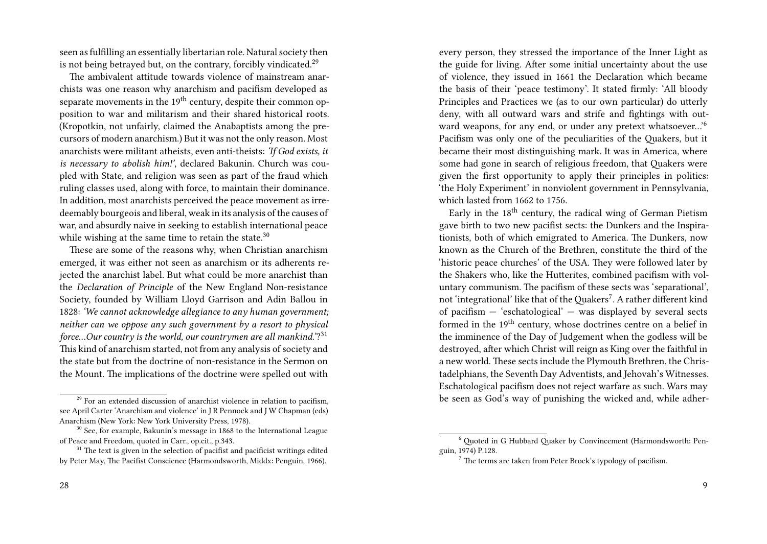seen as fulfilling an essentially libertarian role. Natural society then is not being betrayed but, on the contrary, forcibly vindicated.[29]

The ambivalent attitude towards violence of mainstream anarchists was one reason why anarchism and pacifism developed as separate movements in the 19th century, despite their common opposition to war and militarism and their shared historical roots. (Kropotkin, not unfairly, claimed the Anabaptists among the precursors of modern anarchism.) But it was not the only reason. Most anarchists were militant atheists, even anti-theists: *'If God exists, it is necessary to abolish him!'*, declared Bakunin. Church was coupled with State, and religion was seen as part of the fraud which ruling classes used, along with force, to maintain their dominance. In addition, most anarchists perceived the peace movement as irredeemably bourgeois and liberal, weak in its analysis of the causes of war, and absurdly naive in seeking to establish international peace while wishing at the same time to retain the state.[30]

These are some of the reasons why, when Christian anarchism emerged, it was either not seen as anarchism or its adherents rejected the anarchist label. But what could be more anarchist than the *Declaration of Principle* of the New England Non-resistance Society, founded by William Lloyd Garrison and Adin Ballou in 1828: *'We cannot acknowledge allegiance to any human government; neither can we oppose any such government by a resort to physical force…Our country is the world, our countrymen are all mankind.'*?[31] This kind of anarchism started, not from any analysis of society and the state but from the doctrine of non-resistance in the Sermon on the Mount. The implications of the doctrine were spelled out with

[29] For an extended discussion of anarchist violence in relation to pacifism, see April Carter 'Anarchism and violence' in J R Pennock and J W Chapman (eds) Anarchism (New York: New York University Press, 1978).

[30] See, for example, Bakunin's message in 1868 to the International League of Peace and Freedom, quoted in Carr., op.cit., p.343.

[31] The text is given in the selection of pacifist and pacificist writings edited by Peter May, The Pacifist Conscience (Harmondsworth, Middx: Penguin, 1966).

every person, they stressed the importance of the Inner Light as the guide for living. After some initial uncertainty about the use of violence, they issued in 1661 the Declaration which became the basis of their 'peace testimony'. It stated firmly: 'All bloody Principles and Practices we (as to our own particular) do utterly deny, with all outward wars and strife and fightings with outward weapons, for any end, or under any pretext whatsoever…'[6] Pacifism was only one of the peculiarities of the Quakers, but it became their most distinguishing mark. It was in America, where some had gone in search of religious freedom, that Quakers were given the first opportunity to apply their principles in politics: 'the Holy Experiment' in nonviolent government in Pennsylvania, which lasted from 1662 to 1756.

Early in the 18th century, the radical wing of German Pietism gave birth to two new pacifist sects: the Dunkers and the Inspirationists, both of which emigrated to America. The Dunkers, now known as the Church of the Brethren, constitute the third of the 'historic peace churches' of the USA. They were followed later by the Shakers who, like the Hutterites, combined pacifism with voluntary communism. The pacifism of these sects was 'separational', not 'integrational' like that of the Quakers[7]. A rather different kind of pacifism — 'eschatological' — was displayed by several sects formed in the 19th century, whose doctrines centre on a belief in the imminence of the Day of Judgement when the godless will be destroyed, after which Christ will reign as King over the faithful in a new world. These sects include the Plymouth Brethren, the Christadelphians, the Seventh Day Adventists, and Jehovah's Witnesses. Eschatological pacifism does not reject warfare as such. Wars may be seen as God's way of punishing the wicked and, while adher-

[6] Quoted in G Hubbard Quaker by Convincement (Harmondsworth: Penguin, 1974) P.128.

[7] The terms are taken from Peter Brock's typology of pacifism.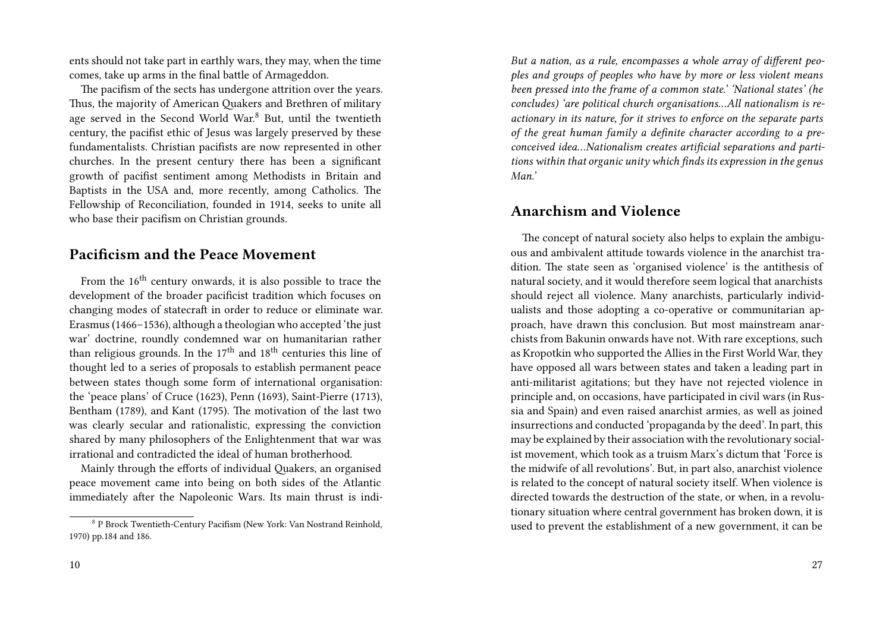ents should not take part in earthly wars, they may, when the time comes, take up arms in the final battle of Armageddon.

The pacifism of the sects has undergone attrition over the years. Thus, the majority of American Quakers and Brethren of military age served in the Second World War.[8] But, until the twentieth century, the pacifist ethic of Jesus was largely preserved by these fundamentalists. Christian pacifists are now represented in other churches. In the present century there has been a significant growth of pacifist sentiment among Methodists in Britain and Baptists in the USA and, more recently, among Catholics. The Fellowship of Reconciliation, founded in 1914, seeks to unite all who base their pacifism on Christian grounds.

## Pacificism and the Peace Movement

From the 16th century onwards, it is also possible to trace the development of the broader pacificist tradition which focuses on changing modes of statecraft in order to reduce or eliminate war. Erasmus (1466–1536), although a theologian who accepted 'the just war' doctrine, roundly condemned war on humanitarian rather than religious grounds. In the 17th and 18th centuries this line of thought led to a series of proposals to establish permanent peace between states though some form of international organisation: the 'peace plans' of Cruce (1623), Penn (1693), Saint-Pierre (1713), Bentham (1789), and Kant (1795). The motivation of the last two was clearly secular and rationalistic, expressing the conviction shared by many philosophers of the Enlightenment that war was irrational and contradicted the ideal of human brotherhood.

Mainly through the efforts of individual Quakers, an organised peace movement came into being on both sides of the Atlantic immediately after the Napoleonic Wars. Its main thrust is indi-

[8] P Brock Twentieth-Century Pacifism (New York: Van Nostrand Reinhold, 1970) pp.184 and 186.

*But a nation, as a rule, encompasses a whole array of different peoples and groups of peoples who have by more or less violent means been pressed into the frame of a common state.' 'National states' (he concludes) 'are political church organisations…All nationalism is reactionary in its nature, for it strives to enforce on the separate parts of the great human family a definite character according to a preconceived idea…Nationalism creates artificial separations and partitions within that organic unity which finds its expression in the genus Man.'*

## Anarchism and Violence

The concept of natural society also helps to explain the ambiguous and ambivalent attitude towards violence in the anarchist tradition. The state seen as 'organised violence' is the antithesis of natural society, and it would therefore seem logical that anarchists should reject all violence. Many anarchists, particularly individualists and those adopting a co-operative or communitarian approach, have drawn this conclusion. But most mainstream anarchists from Bakunin onwards have not. With rare exceptions, such as Kropotkin who supported the Allies in the First World War, they have opposed all wars between states and taken a leading part in anti-militarist agitations; but they have not rejected violence in principle and, on occasions, have participated in civil wars (in Russia and Spain) and even raised anarchist armies, as well as joined insurrections and conducted 'propaganda by the deed'. In part, this may be explained by their association with the revolutionary socialist movement, which took as a truism Marx's dictum that 'Force is the midwife of all revolutions'. But, in part also, anarchist violence is related to the concept of natural society itself. When violence is directed towards the destruction of the state, or when, in a revolutionary situation where central government has broken down, it is used to prevent the establishment of a new government, it can be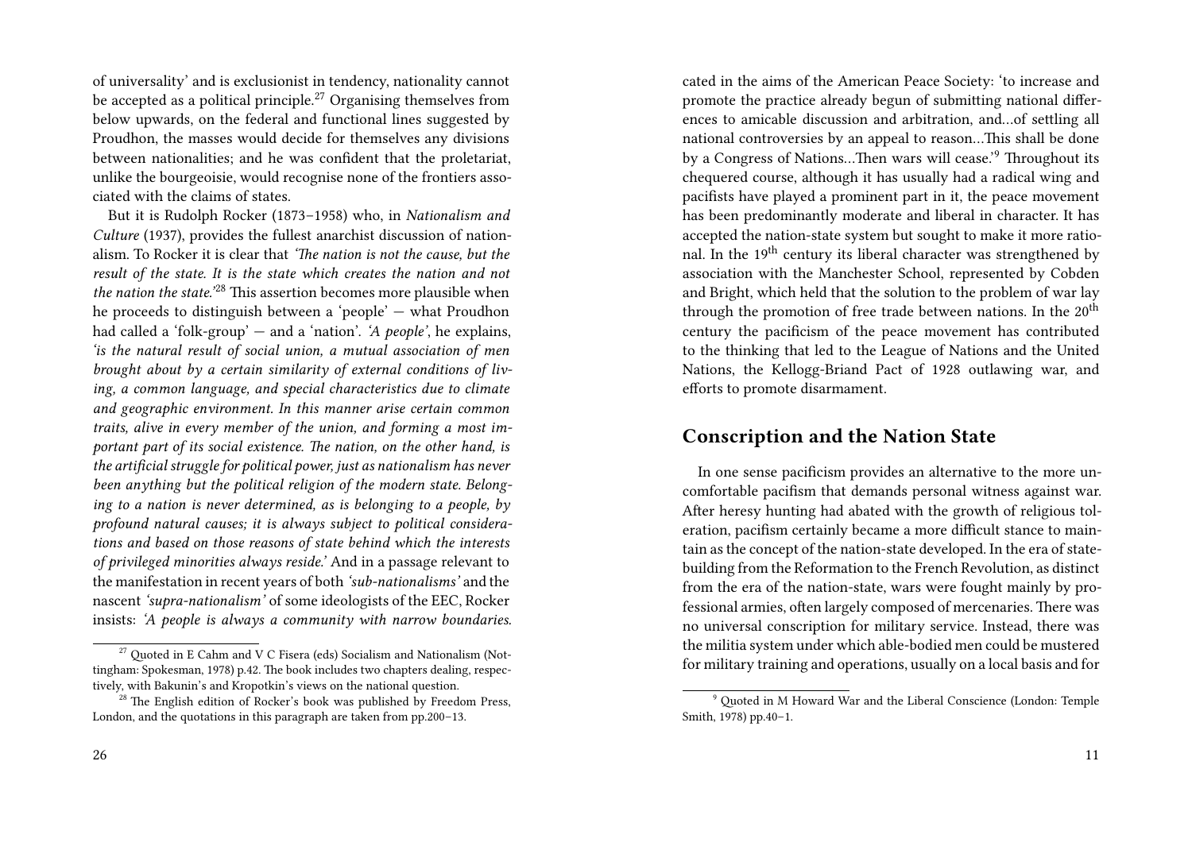of universality' and is exclusionist in tendency, nationality cannot be accepted as a political principle.[27] Organising themselves from below upwards, on the federal and functional lines suggested by Proudhon, the masses would decide for themselves any divisions between nationalities; and he was confident that the proletariat, unlike the bourgeoisie, would recognise none of the frontiers associated with the claims of states.

But it is Rudolph Rocker (1873–1958) who, in *Nationalism and Culture* (1937), provides the fullest anarchist discussion of nationalism. To Rocker it is clear that *'The nation is not the cause, but the result of the state. It is the state which creates the nation and not the nation the state.'*[28] This assertion becomes more plausible when he proceeds to distinguish between a 'people' — what Proudhon had called a 'folk-group' — and a 'nation'. *'A people'*, he explains, *'is the natural result of social union, a mutual association of men brought about by a certain similarity of external conditions of living, a common language, and special characteristics due to climate and geographic environment. In this manner arise certain common traits, alive in every member of the union, and forming a most important part of its social existence. The nation, on the other hand, is the artificial struggle for political power, just as nationalism has never been anything but the political religion of the modern state. Belonging to a nation is never determined, as is belonging to a people, by profound natural causes; it is always subject to political considerations and based on those reasons of state behind which the interests of privileged minorities always reside.'* And in a passage relevant to the manifestation in recent years of both *'sub-nationalisms'* and the nascent *'supra-nationalism'* of some ideologists of the EEC, Rocker insists: *'A people is always a community with narrow boundaries.*

[27] Quoted in E Cahm and V C Fisera (eds) Socialism and Nationalism (Nottingham: Spokesman, 1978) p.42. The book includes two chapters dealing, respectively, with Bakunin's and Kropotkin's views on the national question.

[28] The English edition of Rocker's book was published by Freedom Press, London, and the quotations in this paragraph are taken from pp.200–13.

cated in the aims of the American Peace Society: 'to increase and promote the practice already begun of submitting national differences to amicable discussion and arbitration, and…of settling all national controversies by an appeal to reason…This shall be done by a Congress of Nations…Then wars will cease.'[9] Throughout its chequered course, although it has usually had a radical wing and pacifists have played a prominent part in it, the peace movement has been predominantly moderate and liberal in character. It has accepted the nation-state system but sought to make it more rational. In the 19th century its liberal character was strengthened by association with the Manchester School, represented by Cobden and Bright, which held that the solution to the problem of war lay through the promotion of free trade between nations. In the 20th century the pacificism of the peace movement has contributed to the thinking that led to the League of Nations and the United Nations, the Kellogg-Briand Pact of 1928 outlawing war, and efforts to promote disarmament.

## Conscription and the Nation State

In one sense pacificism provides an alternative to the more uncomfortable pacifism that demands personal witness against war. After heresy hunting had abated with the growth of religious toleration, pacifism certainly became a more difficult stance to maintain as the concept of the nation-state developed. In the era of state-building from the Reformation to the French Revolution, as distinct from the era of the nation-state, wars were fought mainly by professional armies, often largely composed of mercenaries. There was no universal conscription for military service. Instead, there was the militia system under which able-bodied men could be mustered for military training and operations, usually on a local basis and for

[9] Quoted in M Howard War and the Liberal Conscience (London: Temple Smith, 1978) pp.40–1.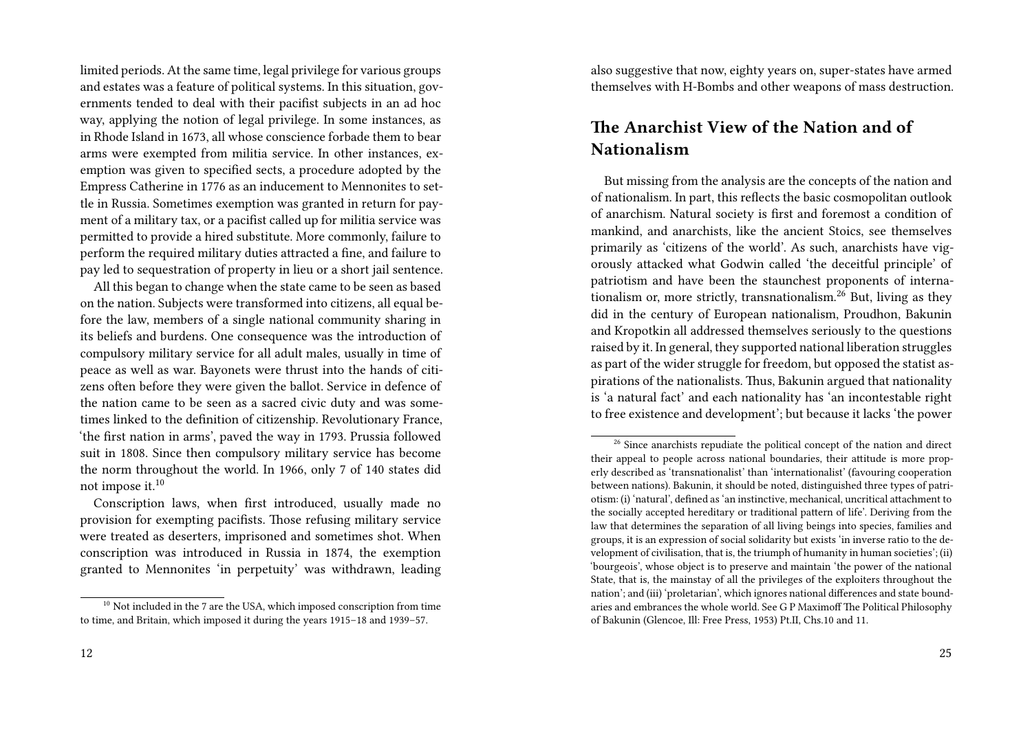limited periods. At the same time, legal privilege for various groups and estates was a feature of political systems. In this situation, governments tended to deal with their pacifist subjects in an ad hoc way, applying the notion of legal privilege. In some instances, as in Rhode Island in 1673, all whose conscience forbade them to bear arms were exempted from militia service. In other instances, exemption was given to specified sects, a procedure adopted by the Empress Catherine in 1776 as an inducement to Mennonites to settle in Russia. Sometimes exemption was granted in return for payment of a military tax, or a pacifist called up for militia service was permitted to provide a hired substitute. More commonly, failure to perform the required military duties attracted a fine, and failure to pay led to sequestration of property in lieu or a short jail sentence.

All this began to change when the state came to be seen as based on the nation. Subjects were transformed into citizens, all equal before the law, members of a single national community sharing in its beliefs and burdens. One consequence was the introduction of compulsory military service for all adult males, usually in time of peace as well as war. Bayonets were thrust into the hands of citizens often before they were given the ballot. Service in defence of the nation came to be seen as a sacred civic duty and was sometimes linked to the definition of citizenship. Revolutionary France, 'the first nation in arms', paved the way in 1793. Prussia followed suit in 1808. Since then compulsory military service has become the norm throughout the world. In 1966, only 7 of 140 states did not impose it.[10]

Conscription laws, when first introduced, usually made no provision for exempting pacifists. Those refusing military service were treated as deserters, imprisoned and sometimes shot. When conscription was introduced in Russia in 1874, the exemption granted to Mennonites 'in perpetuity' was withdrawn, leading

[10] Not included in the 7 are the USA, which imposed conscription from time to time, and Britain, which imposed it during the years 1915–18 and 1939–57.

also suggestive that now, eighty years on, super-states have armed themselves with H-Bombs and other weapons of mass destruction.

## The Anarchist View of the Nation and of Nationalism

But missing from the analysis are the concepts of the nation and of nationalism. In part, this reflects the basic cosmopolitan outlook of anarchism. Natural society is first and foremost a condition of mankind, and anarchists, like the ancient Stoics, see themselves primarily as 'citizens of the world'. As such, anarchists have vigorously attacked what Godwin called 'the deceitful principle' of patriotism and have been the staunchest proponents of internationalism or, more strictly, transnationalism.[26] But, living as they did in the century of European nationalism, Proudhon, Bakunin and Kropotkin all addressed themselves seriously to the questions raised by it. In general, they supported national liberation struggles as part of the wider struggle for freedom, but opposed the statist aspirations of the nationalists. Thus, Bakunin argued that nationality is 'a natural fact' and each nationality has 'an incontestable right to free existence and development'; but because it lacks 'the power

[26] Since anarchists repudiate the political concept of the nation and direct their appeal to people across national boundaries, their attitude is more properly described as 'transnationalist' than 'internationalist' (favouring cooperation between nations). Bakunin, it should be noted, distinguished three types of patriotism: (i) 'natural', defined as 'an instinctive, mechanical, uncritical attachment to the socially accepted hereditary or traditional pattern of life'. Deriving from the law that determines the separation of all living beings into species, families and groups, it is an expression of social solidarity but exists 'in inverse ratio to the development of civilisation, that is, the triumph of humanity in human societies'; (ii) 'bourgeois', whose object is to preserve and maintain 'the power of the national State, that is, the mainstay of all the privileges of the exploiters throughout the nation'; and (iii) 'proletarian', which ignores national differences and state boundaries and embrances the whole world. See G P Maximoff The Political Philosophy of Bakunin (Glencoe, Ill: Free Press, 1953) Pt.II, Chs.10 and 11.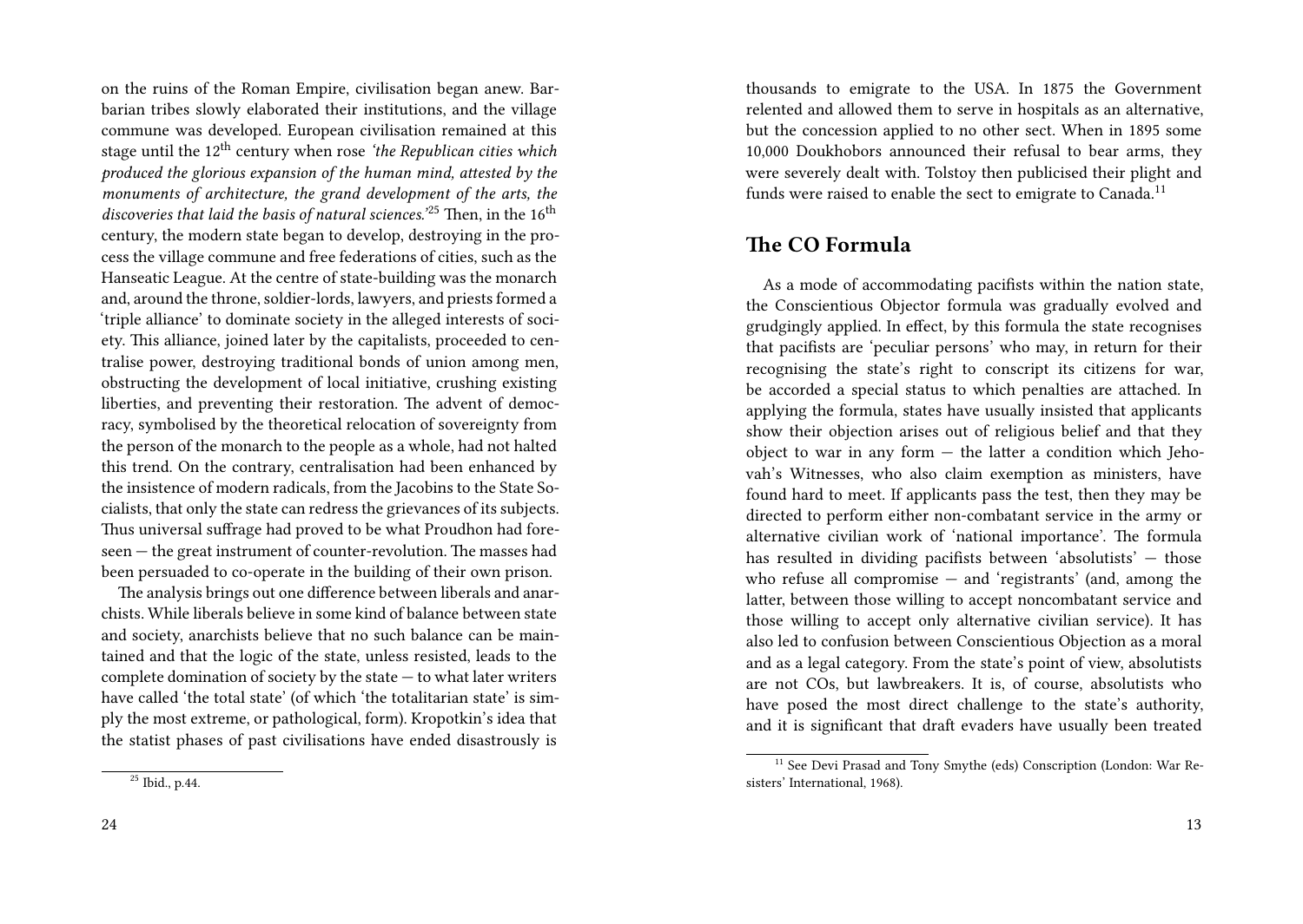on the ruins of the Roman Empire, civilisation began anew. Barbarian tribes slowly elaborated their institutions, and the village commune was developed. European civilisation remained at this stage until the 12th century when rose *'the Republican cities which produced the glorious expansion of the human mind, attested by the monuments of architecture, the grand development of the arts, the discoveries that laid the basis of natural sciences.'*[25] Then, in the 16th century, the modern state began to develop, destroying in the process the village commune and free federations of cities, such as the Hanseatic League. At the centre of state-building was the monarch and, around the throne, soldier-lords, lawyers, and priests formed a 'triple alliance' to dominate society in the alleged interests of society. This alliance, joined later by the capitalists, proceeded to centralise power, destroying traditional bonds of union among men, obstructing the development of local initiative, crushing existing liberties, and preventing their restoration. The advent of democracy, symbolised by the theoretical relocation of sovereignty from the person of the monarch to the people as a whole, had not halted this trend. On the contrary, centralisation had been enhanced by the insistence of modern radicals, from the Jacobins to the State Socialists, that only the state can redress the grievances of its subjects. Thus universal suffrage had proved to be what Proudhon had foreseen — the great instrument of counter-revolution. The masses had been persuaded to co-operate in the building of their own prison.

The analysis brings out one difference between liberals and anarchists. While liberals believe in some kind of balance between state and society, anarchists believe that no such balance can be maintained and that the logic of the state, unless resisted, leads to the complete domination of society by the state — to what later writers have called 'the total state' (of which 'the totalitarian state' is simply the most extreme, or pathological, form). Kropotkin's idea that the statist phases of past civilisations have ended disastrously is

[25] Ibid., p.44.

thousands to emigrate to the USA. In 1875 the Government relented and allowed them to serve in hospitals as an alternative, but the concession applied to no other sect. When in 1895 some 10,000 Doukhobors announced their refusal to bear arms, they were severely dealt with. Tolstoy then publicised their plight and funds were raised to enable the sect to emigrate to Canada.[11]

## The CO Formula

As a mode of accommodating pacifists within the nation state, the Conscientious Objector formula was gradually evolved and grudgingly applied. In effect, by this formula the state recognises that pacifists are 'peculiar persons' who may, in return for their recognising the state's right to conscript its citizens for war, be accorded a special status to which penalties are attached. In applying the formula, states have usually insisted that applicants show their objection arises out of religious belief and that they object to war in any form — the latter a condition which Jehovah's Witnesses, who also claim exemption as ministers, have found hard to meet. If applicants pass the test, then they may be directed to perform either non-combatant service in the army or alternative civilian work of 'national importance'. The formula has resulted in dividing pacifists between 'absolutists' — those who refuse all compromise — and 'registrants' (and, among the latter, between those willing to accept noncombatant service and those willing to accept only alternative civilian service). It has also led to confusion between Conscientious Objection as a moral and as a legal category. From the state's point of view, absolutists are not COs, but lawbreakers. It is, of course, absolutists who have posed the most direct challenge to the state's authority, and it is significant that draft evaders have usually been treated

[11] See Devi Prasad and Tony Smythe (eds) Conscription (London: War Resisters' International, 1968).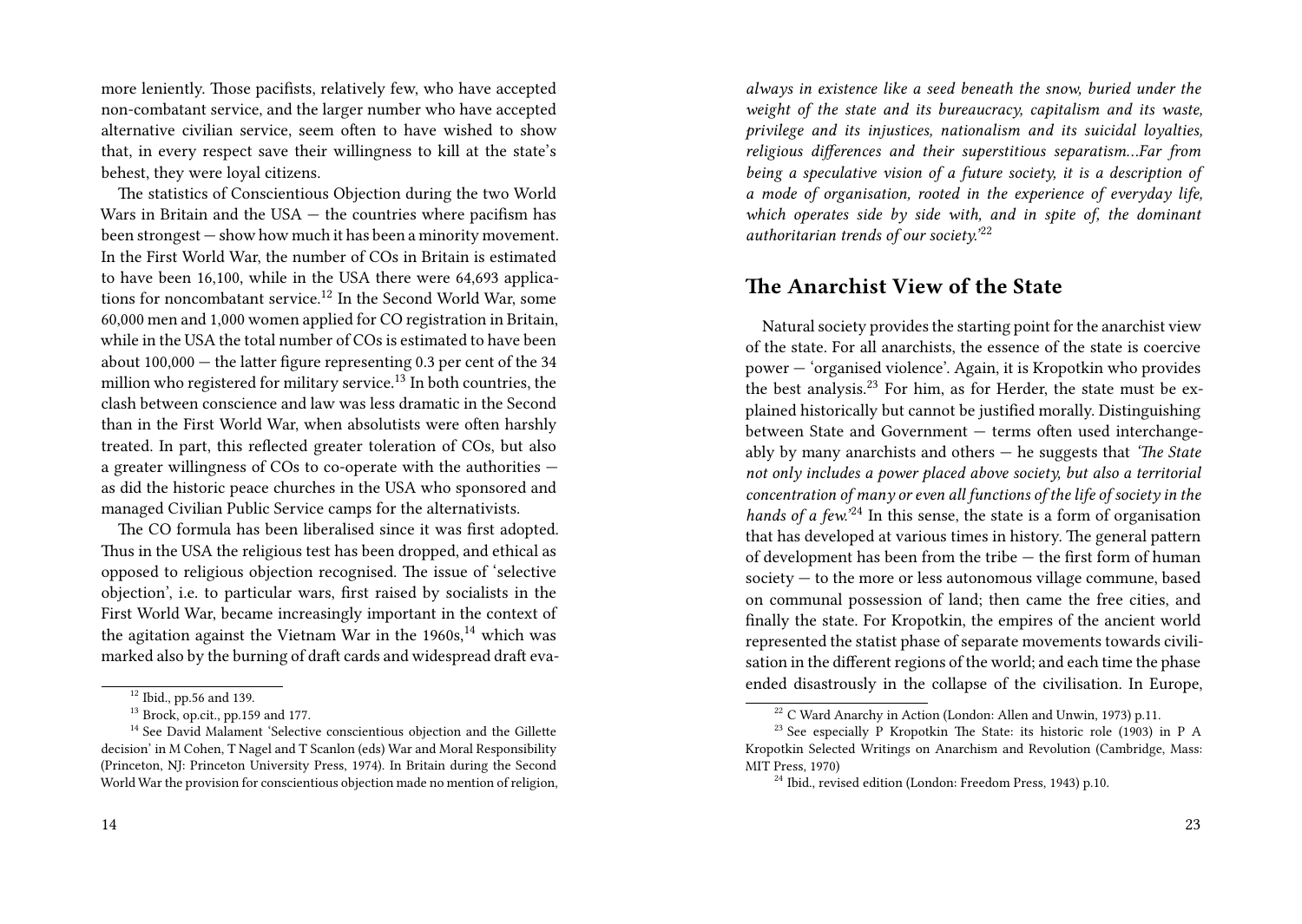more leniently. Those pacifists, relatively few, who have accepted non-combatant service, and the larger number who have accepted alternative civilian service, seem often to have wished to show that, in every respect save their willingness to kill at the state's behest, they were loyal citizens.

The statistics of Conscientious Objection during the two World Wars in Britain and the USA — the countries where pacifism has been strongest — show how much it has been a minority movement. In the First World War, the number of COs in Britain is estimated to have been 16,100, while in the USA there were 64,693 applications for noncombatant service.[12] In the Second World War, some 60,000 men and 1,000 women applied for CO registration in Britain, while in the USA the total number of COs is estimated to have been about 100,000 — the latter figure representing 0.3 per cent of the 34 million who registered for military service.[13] In both countries, the clash between conscience and law was less dramatic in the Second than in the First World War, when absolutists were often harshly treated. In part, this reflected greater toleration of COs, but also a greater willingness of COs to co-operate with the authorities — as did the historic peace churches in the USA who sponsored and managed Civilian Public Service camps for the alternativists.

The CO formula has been liberalised since it was first adopted. Thus in the USA the religious test has been dropped, and ethical as opposed to religious objection recognised. The issue of 'selective objection', i.e. to particular wars, first raised by socialists in the First World War, became increasingly important in the context of the agitation against the Vietnam War in the 1960s,[14] which was marked also by the burning of draft cards and widespread draft eva-

[12] Ibid., pp.56 and 139.

[13] Brock, op.cit., pp.159 and 177.

[14] See David Malament 'Selective conscientious objection and the Gillette decision' in M Cohen, T Nagel and T Scanlon (eds) War and Moral Responsibility (Princeton, NJ: Princeton University Press, 1974). In Britain during the Second World War the provision for conscientious objection made no mention of religion,

*always in existence like a seed beneath the snow, buried under the weight of the state and its bureaucracy, capitalism and its waste, privilege and its injustices, nationalism and its suicidal loyalties, religious differences and their superstitious separatism…Far from being a speculative vision of a future society, it is a description of a mode of organisation, rooted in the experience of everyday life, which operates side by side with, and in spite of, the dominant authoritarian trends of our society.'*[22]

## The Anarchist View of the State

Natural society provides the starting point for the anarchist view of the state. For all anarchists, the essence of the state is coercive power — 'organised violence'. Again, it is Kropotkin who provides the best analysis.[23] For him, as for Herder, the state must be explained historically but cannot be justified morally. Distinguishing between State and Government — terms often used interchangeably by many anarchists and others — he suggests that *'The State not only includes a power placed above society, but also a territorial concentration of many or even all functions of the life of society in the hands of a few.'*[24] In this sense, the state is a form of organisation that has developed at various times in history. The general pattern of development has been from the tribe — the first form of human society — to the more or less autonomous village commune, based on communal possession of land; then came the free cities, and finally the state. For Kropotkin, the empires of the ancient world represented the statist phase of separate movements towards civilisation in the different regions of the world; and each time the phase ended disastrously in the collapse of the civilisation. In Europe,

[22] C Ward Anarchy in Action (London: Allen and Unwin, 1973) p.11.

[23] See especially P Kropotkin The State: its historic role (1903) in P A Kropotkin Selected Writings on Anarchism and Revolution (Cambridge, Mass: MIT Press, 1970)

[24] Ibid., revised edition (London: Freedom Press, 1943) p.10.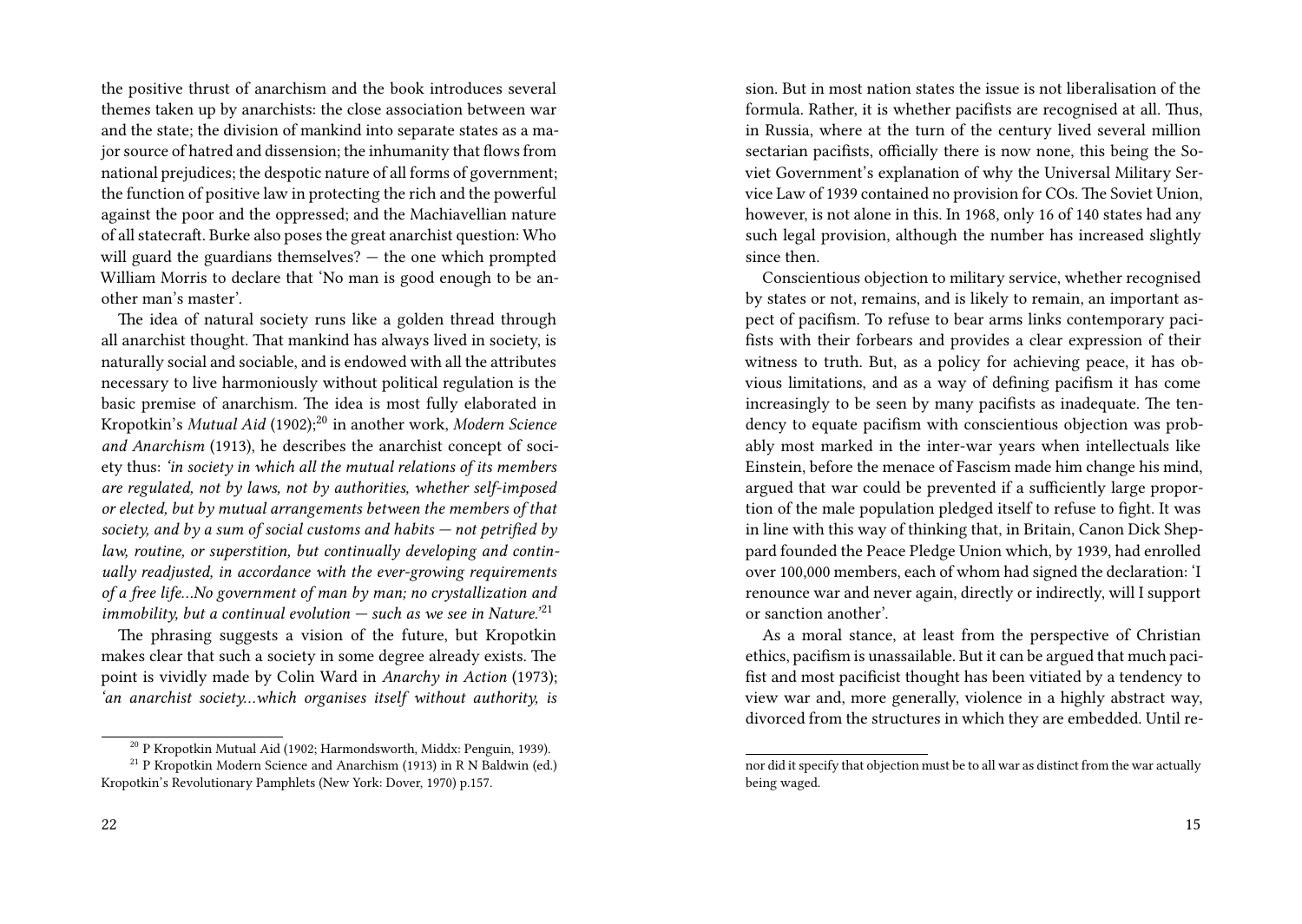the positive thrust of anarchism and the book introduces several themes taken up by anarchists: the close association between war and the state; the division of mankind into separate states as a major source of hatred and dissension; the inhumanity that flows from national prejudices; the despotic nature of all forms of government; the function of positive law in protecting the rich and the powerful against the poor and the oppressed; and the Machiavellian nature of all statecraft. Burke also poses the great anarchist question: Who will guard the guardians themselves? — the one which prompted William Morris to declare that 'No man is good enough to be another man's master'.

The idea of natural society runs like a golden thread through all anarchist thought. That mankind has always lived in society, is naturally social and sociable, and is endowed with all the attributes necessary to live harmoniously without political regulation is the basic premise of anarchism. The idea is most fully elaborated in Kropotkin's *Mutual Aid* (1902);[20] in another work, *Modern Science and Anarchism* (1913), he describes the anarchist concept of society thus: *'in society in which all the mutual relations of its members are regulated, not by laws, not by authorities, whether self-imposed or elected, but by mutual arrangements between the members of that society, and by a sum of social customs and habits — not petrified by law, routine, or superstition, but continually developing and continually readjusted, in accordance with the ever-growing requirements of a free life…No government of man by man; no crystallization and immobility, but a continual evolution — such as we see in Nature.'*[21]

The phrasing suggests a vision of the future, but Kropotkin makes clear that such a society in some degree already exists. The point is vividly made by Colin Ward in *Anarchy in Action* (1973); *'an anarchist society…which organises itself without authority, is*

[20] P Kropotkin Mutual Aid (1902; Harmondsworth, Middx: Penguin, 1939).

[21] P Kropotkin Modern Science and Anarchism (1913) in R N Baldwin (ed.) Kropotkin's Revolutionary Pamphlets (New York: Dover, 1970) p.157.

sion. But in most nation states the issue is not liberalisation of the formula. Rather, it is whether pacifists are recognised at all. Thus, in Russia, where at the turn of the century lived several million sectarian pacifists, officially there is now none, this being the Soviet Government's explanation of why the Universal Military Service Law of 1939 contained no provision for COs. The Soviet Union, however, is not alone in this. In 1968, only 16 of 140 states had any such legal provision, although the number has increased slightly since then.

Conscientious objection to military service, whether recognised by states or not, remains, and is likely to remain, an important aspect of pacifism. To refuse to bear arms links contemporary pacifists with their forbears and provides a clear expression of their witness to truth. But, as a policy for achieving peace, it has obvious limitations, and as a way of defining pacifism it has come increasingly to be seen by many pacifists as inadequate. The tendency to equate pacifism with conscientious objection was probably most marked in the inter-war years when intellectuals like Einstein, before the menace of Fascism made him change his mind, argued that war could be prevented if a sufficiently large proportion of the male population pledged itself to refuse to fight. It was in line with this way of thinking that, in Britain, Canon Dick Sheppard founded the Peace Pledge Union which, by 1939, had enrolled over 100,000 members, each of whom had signed the declaration: 'I renounce war and never again, directly or indirectly, will I support or sanction another'.

As a moral stance, at least from the perspective of Christian ethics, pacifism is unassailable. But it can be argued that much pacifist and most pacificist thought has been vitiated by a tendency to view war and, more generally, violence in a highly abstract way, divorced from the structures in which they are embedded. Until re-

nor did it specify that objection must be to all war as distinct from the war actually being waged.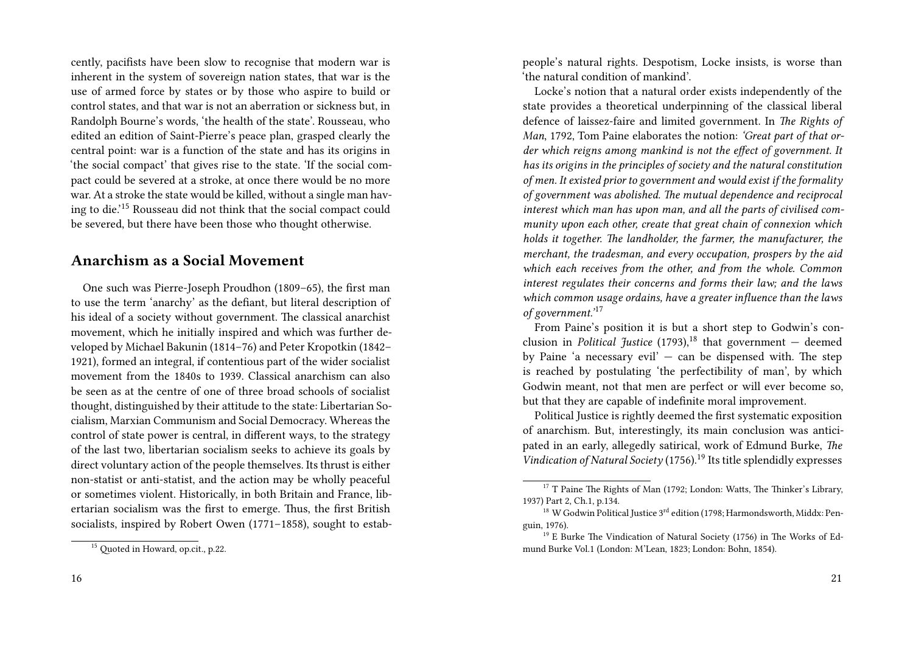cently, pacifists have been slow to recognise that modern war is inherent in the system of sovereign nation states, that war is the use of armed force by states or by those who aspire to build or control states, and that war is not an aberration or sickness but, in Randolph Bourne's words, 'the health of the state'. Rousseau, who edited an edition of Saint-Pierre's peace plan, grasped clearly the central point: war is a function of the state and has its origins in 'the social compact' that gives rise to the state. 'If the social compact could be severed at a stroke, at once there would be no more war. At a stroke the state would be killed, without a single man having to die.'[15] Rousseau did not think that the social compact could be severed, but there have been those who thought otherwise.

## Anarchism as a Social Movement

One such was Pierre-Joseph Proudhon (1809–65), the first man to use the term 'anarchy' as the defiant, but literal description of his ideal of a society without government. The classical anarchist movement, which he initially inspired and which was further developed by Michael Bakunin (1814–76) and Peter Kropotkin (1842–1921), formed an integral, if contentious part of the wider socialist movement from the 1840s to 1939. Classical anarchism can also be seen as at the centre of one of three broad schools of socialist thought, distinguished by their attitude to the state: Libertarian Socialism, Marxian Communism and Social Democracy. Whereas the control of state power is central, in different ways, to the strategy of the last two, libertarian socialism seeks to achieve its goals by direct voluntary action of the people themselves. Its thrust is either non-statist or anti-statist, and the action may be wholly peaceful or sometimes violent. Historically, in both Britain and France, libertarian socialism was the first to emerge. Thus, the first British socialists, inspired by Robert Owen (1771–1858), sought to estab-

[15] Quoted in Howard, op.cit., p.22.

people's natural rights. Despotism, Locke insists, is worse than 'the natural condition of mankind'.

Locke's notion that a natural order exists independently of the state provides a theoretical underpinning of the classical liberal defence of laissez-faire and limited government. In *The Rights of Man*, 1792, Tom Paine elaborates the notion: *'Great part of that order which reigns among mankind is not the effect of government. It has its origins in the principles of society and the natural constitution of men. It existed prior to government and would exist if the formality of government was abolished. The mutual dependence and reciprocal interest which man has upon man, and all the parts of civilised community upon each other, create that great chain of connexion which holds it together. The landholder, the farmer, the manufacturer, the merchant, the tradesman, and every occupation, prospers by the aid which each receives from the other, and from the whole. Common interest regulates their concerns and forms their law; and the laws which common usage ordains, have a greater influence than the laws of government.'*[17]

From Paine's position it is but a short step to Godwin's conclusion in *Political Justice* (1793),[18] that government — deemed by Paine 'a necessary evil' — can be dispensed with. The step is reached by postulating 'the perfectibility of man', by which Godwin meant, not that men are perfect or will ever become so, but that they are capable of indefinite moral improvement.

Political Justice is rightly deemed the first systematic exposition of anarchism. But, interestingly, its main conclusion was anticipated in an early, allegedly satirical, work of Edmund Burke, *The Vindication of Natural Society* (1756).[19] Its title splendidly expresses

[17] T Paine The Rights of Man (1792; London: Watts, The Thinker's Library, 1937) Part 2, Ch.1, p.134.

[18] W Godwin Political Justice 3rd edition (1798; Harmondsworth, Middx: Penguin, 1976).

[19] E Burke The Vindication of Natural Society (1756) in The Works of Edmund Burke Vol.1 (London: M'Lean, 1823; London: Bohn, 1854).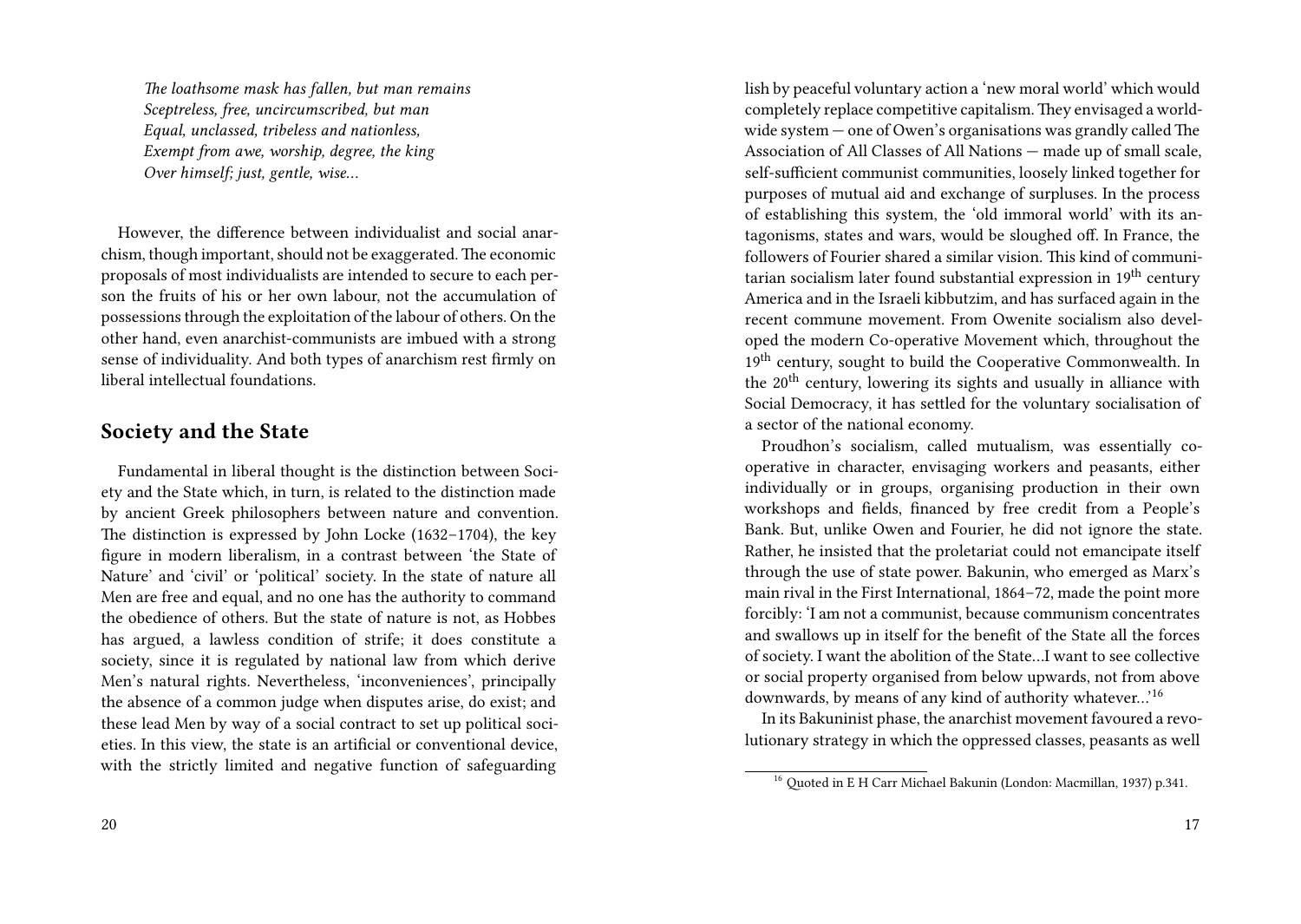*The loathsome mask has fallen, but man remains*
*Sceptreless, free, uncircumscribed, but man*
*Equal, unclassed, tribeless and nationless,*
*Exempt from awe, worship, degree, the king*
*Over himself; just, gentle, wise…*

However, the difference between individualist and social anarchism, though important, should not be exaggerated. The economic proposals of most individualists are intended to secure to each person the fruits of his or her own labour, not the accumulation of possessions through the exploitation of the labour of others. On the other hand, even anarchist-communists are imbued with a strong sense of individuality. And both types of anarchism rest firmly on liberal intellectual foundations.

## Society and the State

Fundamental in liberal thought is the distinction between Society and the State which, in turn, is related to the distinction made by ancient Greek philosophers between nature and convention. The distinction is expressed by John Locke (1632–1704), the key figure in modern liberalism, in a contrast between 'the State of Nature' and 'civil' or 'political' society. In the state of nature all Men are free and equal, and no one has the authority to command the obedience of others. But the state of nature is not, as Hobbes has argued, a lawless condition of strife; it does constitute a society, since it is regulated by national law from which derive Men's natural rights. Nevertheless, 'inconveniences', principally the absence of a common judge when disputes arise, do exist; and these lead Men by way of a social contract to set up political societies. In this view, the state is an artificial or conventional device, with the strictly limited and negative function of safeguarding

lish by peaceful voluntary action a 'new moral world' which would completely replace competitive capitalism. They envisaged a world-wide system — one of Owen's organisations was grandly called The Association of All Classes of All Nations — made up of small scale, self-sufficient communist communities, loosely linked together for purposes of mutual aid and exchange of surpluses. In the process of establishing this system, the 'old immoral world' with its antagonisms, states and wars, would be sloughed off. In France, the followers of Fourier shared a similar vision. This kind of communitarian socialism later found substantial expression in 19th century America and in the Israeli kibbutzim, and has surfaced again in the recent commune movement. From Owenite socialism also developed the modern Co-operative Movement which, throughout the 19th century, sought to build the Cooperative Commonwealth. In the 20th century, lowering its sights and usually in alliance with Social Democracy, it has settled for the voluntary socialisation of a sector of the national economy.

Proudhon's socialism, called mutualism, was essentially co-operative in character, envisaging workers and peasants, either individually or in groups, organising production in their own workshops and fields, financed by free credit from a People's Bank. But, unlike Owen and Fourier, he did not ignore the state. Rather, he insisted that the proletariat could not emancipate itself through the use of state power. Bakunin, who emerged as Marx's main rival in the First International, 1864–72, made the point more forcibly: 'I am not a communist, because communism concentrates and swallows up in itself for the benefit of the State all the forces of society. I want the abolition of the State…I want to see collective or social property organised from below upwards, not from above downwards, by means of any kind of authority whatever…'[16]

In its Bakuninist phase, the anarchist movement favoured a revolutionary strategy in which the oppressed classes, peasants as well

[16] Quoted in E H Carr Michael Bakunin (London: Macmillan, 1937) p.341.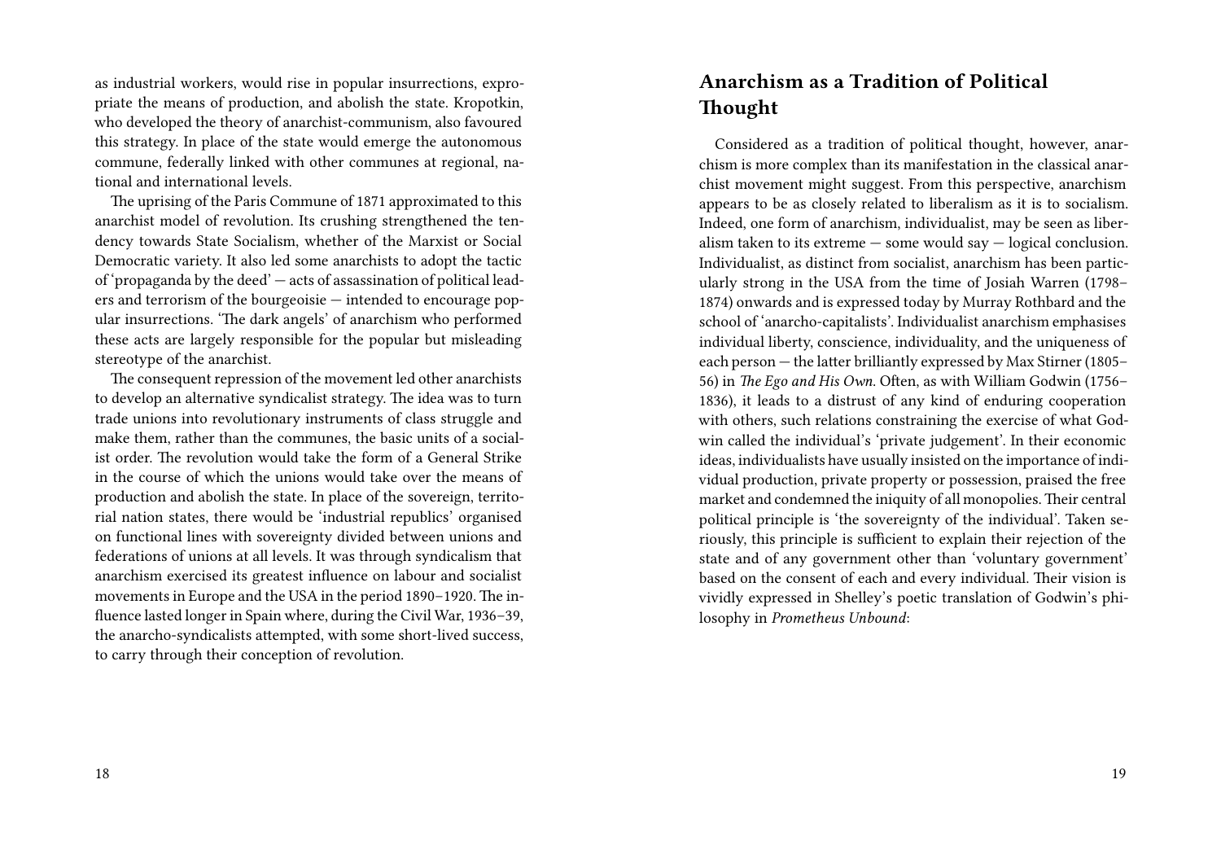as industrial workers, would rise in popular insurrections, expropriate the means of production, and abolish the state. Kropotkin, who developed the theory of anarchist-communism, also favoured this strategy. In place of the state would emerge the autonomous commune, federally linked with other communes at regional, national and international levels.

The uprising of the Paris Commune of 1871 approximated to this anarchist model of revolution. Its crushing strengthened the tendency towards State Socialism, whether of the Marxist or Social Democratic variety. It also led some anarchists to adopt the tactic of 'propaganda by the deed' — acts of assassination of political leaders and terrorism of the bourgeoisie — intended to encourage popular insurrections. 'The dark angels' of anarchism who performed these acts are largely responsible for the popular but misleading stereotype of the anarchist.

The consequent repression of the movement led other anarchists to develop an alternative syndicalist strategy. The idea was to turn trade unions into revolutionary instruments of class struggle and make them, rather than the communes, the basic units of a socialist order. The revolution would take the form of a General Strike in the course of which the unions would take over the means of production and abolish the state. In place of the sovereign, territorial nation states, there would be 'industrial republics' organised on functional lines with sovereignty divided between unions and federations of unions at all levels. It was through syndicalism that anarchism exercised its greatest influence on labour and socialist movements in Europe and the USA in the period 1890–1920. The influence lasted longer in Spain where, during the Civil War, 1936–39, the anarcho-syndicalists attempted, with some short-lived success, to carry through their conception of revolution.

## Anarchism as a Tradition of Political Thought

Considered as a tradition of political thought, however, anarchism is more complex than its manifestation in the classical anarchist movement might suggest. From this perspective, anarchism appears to be as closely related to liberalism as it is to socialism. Indeed, one form of anarchism, individualist, may be seen as liberalism taken to its extreme — some would say — logical conclusion. Individualist, as distinct from socialist, anarchism has been particularly strong in the USA from the time of Josiah Warren (1798–1874) onwards and is expressed today by Murray Rothbard and the school of 'anarcho-capitalists'. Individualist anarchism emphasises individual liberty, conscience, individuality, and the uniqueness of each person — the latter brilliantly expressed by Max Stirner (1805–56) in *The Ego and His Own*. Often, as with William Godwin (1756–1836), it leads to a distrust of any kind of enduring cooperation with others, such relations constraining the exercise of what Godwin called the individual's 'private judgement'. In their economic ideas, individualists have usually insisted on the importance of individual production, private property or possession, praised the free market and condemned the iniquity of all monopolies. Their central political principle is 'the sovereignty of the individual'. Taken seriously, this principle is sufficient to explain their rejection of the state and of any government other than 'voluntary government' based on the consent of each and every individual. Their vision is vividly expressed in Shelley's poetic translation of Godwin's philosophy in *Prometheus Unbound*: